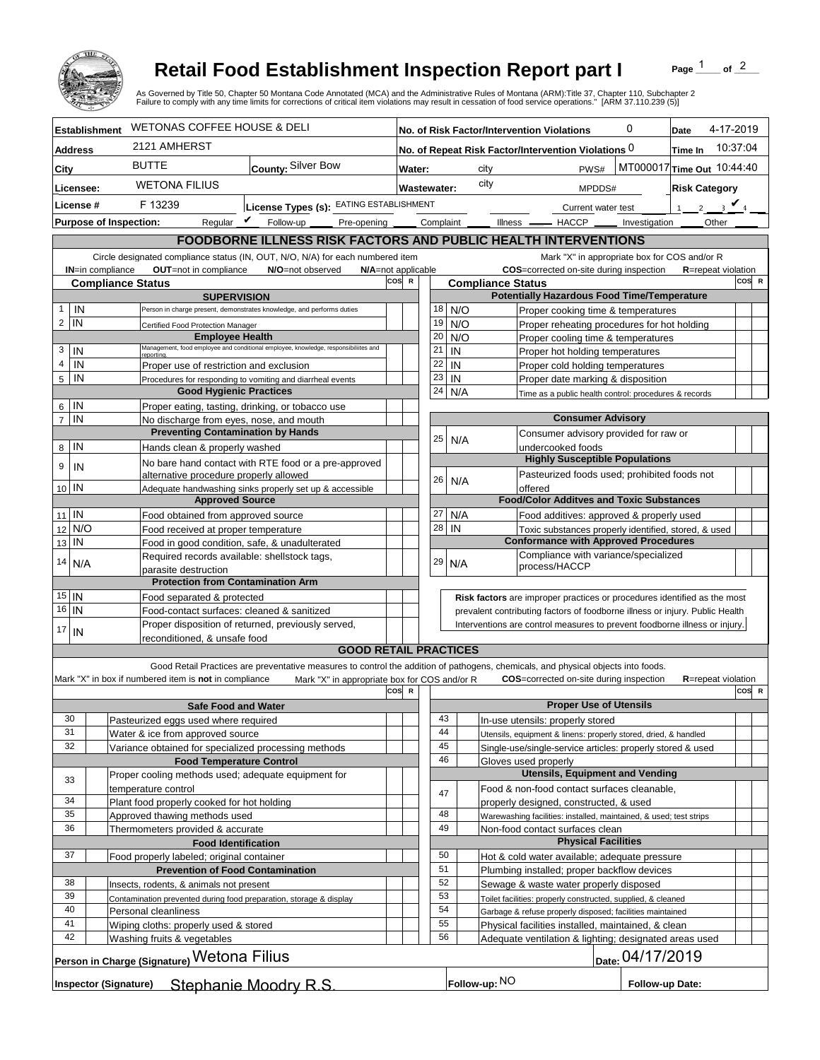# Retail Food Establishment Inspection Report part I

As Governed by Title 50, Chapter 50 Montana Code Annotated (MCA) and the Administrative Rules of Montana (ARM):Title 37, Chapter 110, Subchapter 2
Failure to comply with any time limits for corrections of critical item violations may result in cessation of food service operations." [ARM 37.110.239 (5)]

| | | | |
|---|---|---|---|
| **Establishment** | WETONAS COFFEE HOUSE & DELI | **No. of Risk Factor/Intervention Violations** | 0 |
| **Date** | 4-17-2019 | | |
| **Address** | 2121 AMHERST | **No. of Repeat Risk Factor/Intervention Violations** | 0 |
| **Time In** | 10:37:04 | | |
| **City** | BUTTE | **County:** Silver Bow | |
| **Water:** | city | PWS# | MT000017 |
| **Time Out** | 10:44:40 | | |
| **Licensee:** | WETONA FILIUS | **Wastewater:** | city |
| MPDDS# | | **Risk Category** | 3 ✔ |
| **License #** | F 13239 | **License Types (s):** | EATING ESTABLISHMENT |
| Current water test | | | |
| **Purpose of Inspection:** | Regular ✔ | Follow-up ___ Pre-opening ___ Complaint ___ Illness ___ HACCP ___ Investigation ___ Other ___ | |

## FOODBORNE ILLNESS RISK FACTORS AND PUBLIC HEALTH INTERVENTIONS

Circle designated compliance status (IN, OUT, N/O, N/A) for each numbered item — **IN**=in compliance **OUT**=not in compliance **N/O**=not observed **N/A**=not applicable

Mark "X" in appropriate box for COS and/or R — **COS**=corrected on-site during inspection **R**=repeat violation

| # | Compliance Status | Item | COS | R |
|---|---|---|---|---|
| | | **SUPERVISION** | | |
| 1 | IN | Person in charge present, demonstrates knowledge, and performs duties | | |
| 2 | IN | Certified Food Protection Manager | | |
| | | **Employee Health** | | |
| 3 | IN | Management, food employee and conditional employee, knowledge, responsibilities and reporting. | | |
| 4 | IN | Proper use of restriction and exclusion | | |
| 5 | IN | Procedures for responding to vomiting and diarrheal events | | |
| | | **Good Hygienic Practices** | | |
| 6 | IN | Proper eating, tasting, drinking, or tobacco use | | |
| 7 | IN | No discharge from eyes, nose, and mouth | | |
| | | **Preventing Contamination by Hands** | | |
| 8 | IN | Hands clean & properly washed | | |
| 9 | IN | No bare hand contact with RTE food or a pre-approved alternative procedure properly allowed | | |
| 10 | IN | Adequate handwashing sinks properly set up & accessible | | |
| | | **Approved Source** | | |
| 11 | IN | Food obtained from approved source | | |
| 12 | N/O | Food received at proper temperature | | |
| 13 | IN | Food in good condition, safe, & unadulterated | | |
| 14 | N/A | Required records available: shellstock tags, parasite destruction | | |
| | | **Protection from Contamination Arm** | | |
| 15 | IN | Food separated & protected | | |
| 16 | IN | Food-contact surfaces: cleaned & sanitized | | |
| 17 | IN | Proper disposition of returned, previously served, reconditioned, & unsafe food | | |
| | | **Potentially Hazardous Food Time/Temperature** | | |
| 18 | N/O | Proper cooking time & temperatures | | |
| 19 | N/O | Proper reheating procedures for hot holding | | |
| 20 | N/O | Proper cooling time & temperatures | | |
| 21 | IN | Proper hot holding temperatures | | |
| 22 | IN | Proper cold holding temperatures | | |
| 23 | IN | Proper date marking & disposition | | |
| 24 | N/A | Time as a public health control: procedures & records | | |
| | | **Consumer Advisory** | | |
| 25 | N/A | Consumer advisory provided for raw or undercooked foods | | |
| | | **Highly Susceptible Populations** | | |
| 26 | N/A | Pasteurized foods used; prohibited foods not offered | | |
| | | **Food/Color Additves and Toxic Substances** | | |
| 27 | N/A | Food additives: approved & properly used | | |
| 28 | IN | Toxic substances properly identified, stored, & used | | |
| | | **Conformance with Approved Procedures** | | |
| 29 | N/A | Compliance with variance/specialized process/HACCP | | |

**Risk factors** are improper practices or procedures identified as the most prevalent contributing factors of foodborne illness or injury. Public Health Interventions are control measures to prevent foodborne illness or injury.

## GOOD RETAIL PRACTICES

Good Retail Practices are preventative measures to control the addition of pathogens, chemicals, and physical objects into foods.

Mark "X" in box if numbered item is **not** in compliance — Mark "X" in appropriate box for COS and/or R — **COS**=corrected on-site during inspection **R**=repeat violation

| # | X | Item | COS | R |
|---|---|---|---|---|
| | | **Safe Food and Water** | | |
| 30 | | Pasteurized eggs used where required | | |
| 31 | | Water & ice from approved source | | |
| 32 | | Variance obtained for specialized processing methods | | |
| | | **Food Temperature Control** | | |
| 33 | | Proper cooling methods used; adequate equipment for temperature control | | |
| 34 | | Plant food properly cooked for hot holding | | |
| 35 | | Approved thawing methods used | | |
| 36 | | Thermometers provided & accurate | | |
| | | **Food Identification** | | |
| 37 | | Food properly labeled; original container | | |
| | | **Prevention of Food Contamination** | | |
| 38 | | Insects, rodents, & animals not present | | |
| 39 | | Contamination prevented during food preparation, storage & display | | |
| 40 | | Personal cleanliness | | |
| 41 | | Wiping cloths: properly used & stored | | |
| 42 | | Washing fruits & vegetables | | |
| | | **Proper Use of Utensils** | | |
| 43 | | In-use utensils: properly stored | | |
| 44 | | Utensils, equipment & linens: properly stored, dried, & handled | | |
| 45 | | Single-use/single-service articles: properly stored & used | | |
| 46 | | Gloves used properly | | |
| | | **Utensils, Equipment and Vending** | | |
| 47 | | Food & non-food contact surfaces cleanable, properly designed, constructed, & used | | |
| 48 | | Warewashing facilities: installed, maintained, & used; test strips | | |
| 49 | | Non-food contact surfaces clean | | |
| | | **Physical Facilities** | | |
| 50 | | Hot & cold water available; adequate pressure | | |
| 51 | | Plumbing installed; proper backflow devices | | |
| 52 | | Sewage & waste water properly disposed | | |
| 53 | | Toilet facilities: properly constructed, supplied, & cleaned | | |
| 54 | | Garbage & refuse properly disposed; facilities maintained | | |
| 55 | | Physical facilities installed, maintained, & clean | | |
| 56 | | Adequate ventilation & lighting; designated areas used | | |

**Person in Charge (Signature)** Wetona Filius — **Date:** 04/17/2019

**Inspector (Signature)** Stephanie Moodry R.S. — **Follow-up:** NO — **Follow-up Date:**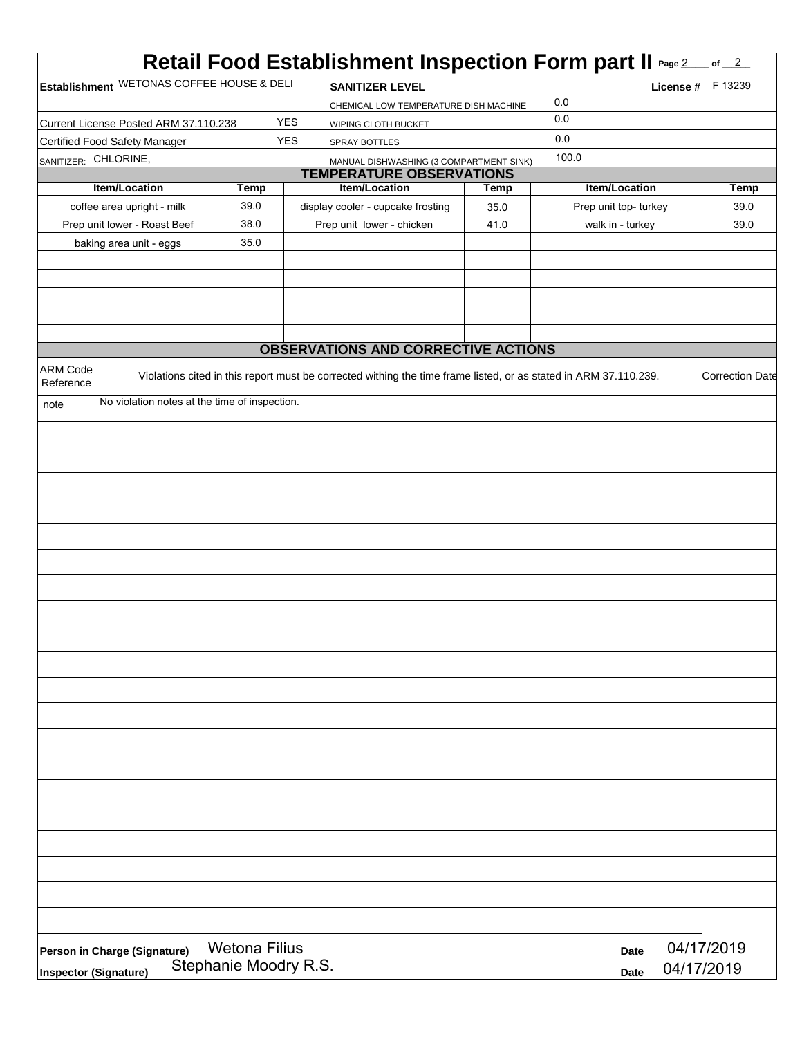# Retail Food Establishment Inspection Form part II

| | | | |
|---|---|---|---|
| **Establishment** WETONAS COFFEE HOUSE & DELI | | **SANITIZER LEVEL** | **License #** F 13239 |
| | | CHEMICAL LOW TEMPERATURE DISH MACHINE | 0.0 |
| Current License Posted ARM 37.110.238 | YES | WIPING CLOTH BUCKET | 0.0 |
| Certified Food Safety Manager | YES | SPRAY BOTTLES | 0.0 |
| SANITIZER: CHLORINE, | | MANUAL DISHWASHING (3 COMPARTMENT SINK) | 100.0 |

## TEMPERATURE OBSERVATIONS

| Item/Location | Temp | Item/Location | Temp | Item/Location | Temp |
|---|---|---|---|---|---|
| coffee area upright - milk | 39.0 | display cooler - cupcake frosting | 35.0 | Prep unit top- turkey | 39.0 |
| Prep unit lower - Roast Beef | 38.0 | Prep unit lower - chicken | 41.0 | walk in - turkey | 39.0 |
| baking area unit - eggs | 35.0 | | | | |

## OBSERVATIONS AND CORRECTIVE ACTIONS

| ARM Code Reference | Violations cited in this report must be corrected withing the time frame listed, or as stated in ARM 37.110.239. | Correction Date |
|---|---|---|
| note | No violation notes at the time of inspection. | |

**Person in Charge (Signature)** Wetona Filius **Date** 04/17/2019

**Inspector (Signature)** Stephanie Moodry R.S. **Date** 04/17/2019